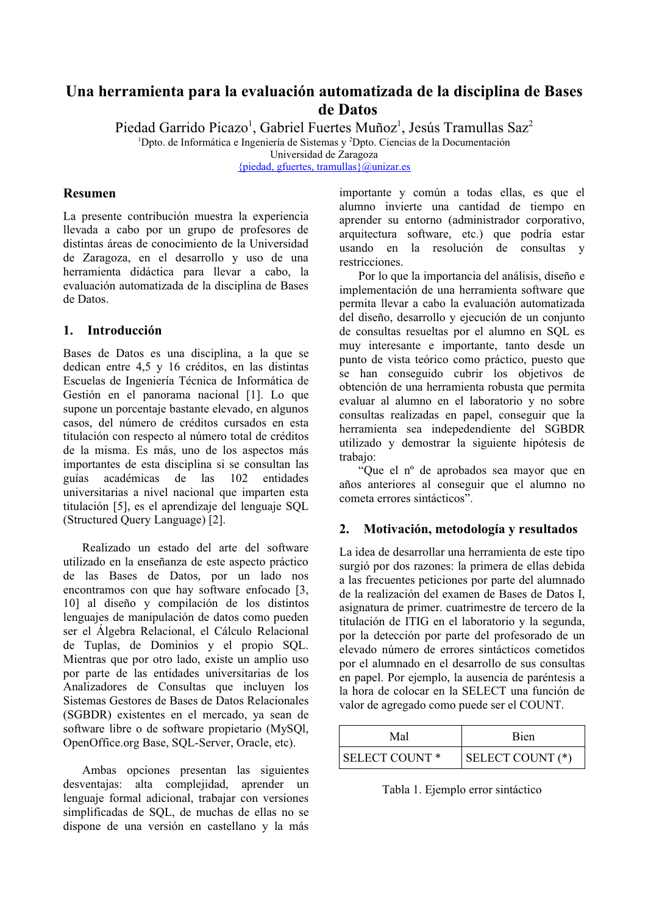# Una herramienta para la evaluación automatizada de la disciplina de Bases de Datos

Piedad Garrido Picazo[1], Gabriel Fuertes Muñoz[1], Jesús Tramullas Saz[2]

[1]Dpto. de Informática e Ingeniería de Sistemas y [2]Dpto. Ciencias de la Documentación
Universidad de Zaragoza
{piedad, gfuertes, tramullas}@unizar.es

## Resumen

La presente contribución muestra la experiencia llevada a cabo por un grupo de profesores de distintas áreas de conocimiento de la Universidad de Zaragoza, en el desarrollo y uso de una herramienta didáctica para llevar a cabo, la evaluación automatizada de la disciplina de Bases de Datos.

## 1. Introducción

Bases de Datos es una disciplina, a la que se dedican entre 4,5 y 16 créditos, en las distintas Escuelas de Ingeniería Técnica de Informática de Gestión en el panorama nacional [1]. Lo que supone un porcentaje bastante elevado, en algunos casos, del número de créditos cursados en esta titulación con respecto al número total de créditos de la misma. Es más, uno de los aspectos más importantes de esta disciplina si se consultan las guías académicas de las 102 entidades universitarias a nivel nacional que imparten esta titulación [5], es el aprendizaje del lenguaje SQL (Structured Query Language) [2].

Realizado un estado del arte del software utilizado en la enseñanza de este aspecto práctico de las Bases de Datos, por un lado nos encontramos con que hay software enfocado [3, 10] al diseño y compilación de los distintos lenguajes de manipulación de datos como pueden ser el Álgebra Relacional, el Cálculo Relacional de Tuplas, de Dominios y el propio SQL. Mientras que por otro lado, existe un amplio uso por parte de las entidades universitarias de los Analizadores de Consultas que incluyen los Sistemas Gestores de Bases de Datos Relacionales (SGBDR) existentes en el mercado, ya sean de software libre o de software propietario (MySQl, OpenOffice.org Base, SQL-Server, Oracle, etc).

Ambas opciones presentan las siguientes desventajas: alta complejidad, aprender un lenguaje formal adicional, trabajar con versiones simplificadas de SQL, de muchas de ellas no se dispone de una versión en castellano y la más importante y común a todas ellas, es que el alumno invierte una cantidad de tiempo en aprender su entorno (administrador corporativo, arquitectura software, etc.) que podría estar usando en la resolución de consultas y restricciones.

Por lo que la importancia del análisis, diseño e implementación de una herramienta software que permita llevar a cabo la evaluación automatizada del diseño, desarrollo y ejecución de un conjunto de consultas resueltas por el alumno en SQL es muy interesante e importante, tanto desde un punto de vista teórico como práctico, puesto que se han conseguido cubrir los objetivos de obtención de una herramienta robusta que permita evaluar al alumno en el laboratorio y no sobre consultas realizadas en papel, conseguir que la herramienta sea indepedendiente del SGBDR utilizado y demostrar la siguiente hipótesis de trabajo:

"Que el nº de aprobados sea mayor que en años anteriores al conseguir que el alumno no cometa errores sintácticos".

## 2. Motivación, metodología y resultados

La idea de desarrollar una herramienta de este tipo surgió por dos razones: la primera de ellas debida a las frecuentes peticiones por parte del alumnado de la realización del examen de Bases de Datos I, asignatura de primer. cuatrimestre de tercero de la titulación de ITIG en el laboratorio y la segunda, por la detección por parte del profesorado de un elevado número de errores sintácticos cometidos por el alumnado en el desarrollo de sus consultas en papel. Por ejemplo, la ausencia de paréntesis a la hora de colocar en la SELECT una función de valor de agregado como puede ser el COUNT.

| Mal | Bien |
| --- | --- |
| SELECT COUNT * | SELECT COUNT (*) |

Tabla 1. Ejemplo error sintáctico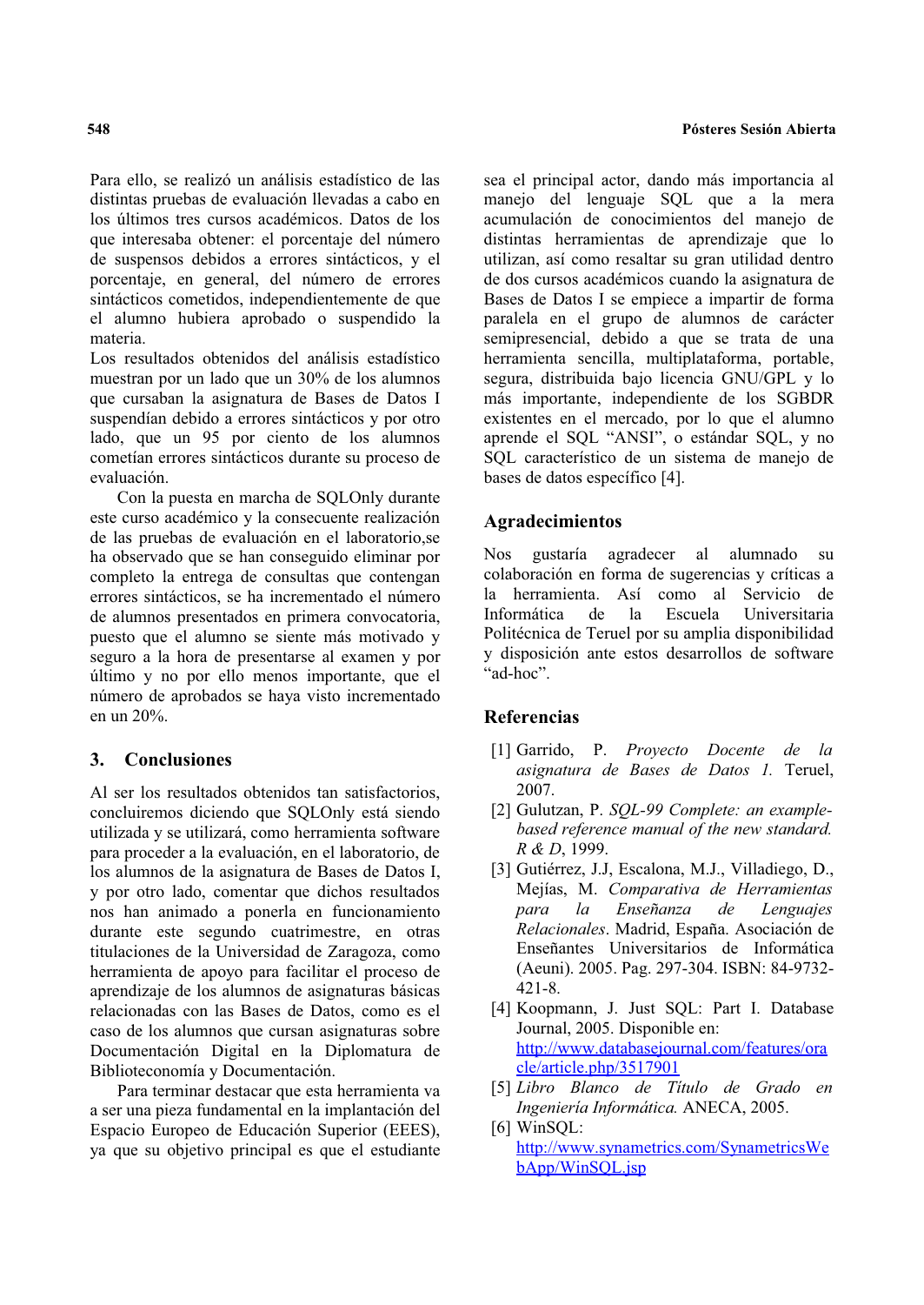Para ello, se realizó un análisis estadístico de las distintas pruebas de evaluación llevadas a cabo en los últimos tres cursos académicos. Datos de los que interesaba obtener: el porcentaje del número de suspensos debidos a errores sintácticos, y el porcentaje, en general, del número de errores sintácticos cometidos, independientemente de que el alumno hubiera aprobado o suspendido la materia.
Los resultados obtenidos del análisis estadístico muestran por un lado que un 30% de los alumnos que cursaban la asignatura de Bases de Datos I suspendían debido a errores sintácticos y por otro lado, que un 95 por ciento de los alumnos cometían errores sintácticos durante su proceso de evaluación.

Con la puesta en marcha de SQLOnly durante este curso académico y la consecuente realización de las pruebas de evaluación en el laboratorio,se ha observado que se han conseguido eliminar por completo la entrega de consultas que contengan errores sintácticos, se ha incrementado el número de alumnos presentados en primera convocatoria, puesto que el alumno se siente más motivado y seguro a la hora de presentarse al examen y por último y no por ello menos importante, que el número de aprobados se haya visto incrementado en un 20%.

## 3. Conclusiones

Al ser los resultados obtenidos tan satisfactorios, concluiremos diciendo que SQLOnly está siendo utilizada y se utilizará, como herramienta software para proceder a la evaluación, en el laboratorio, de los alumnos de la asignatura de Bases de Datos I, y por otro lado, comentar que dichos resultados nos han animado a ponerla en funcionamiento durante este segundo cuatrimestre, en otras titulaciones de la Universidad de Zaragoza, como herramienta de apoyo para facilitar el proceso de aprendizaje de los alumnos de asignaturas básicas relacionadas con las Bases de Datos, como es el caso de los alumnos que cursan asignaturas sobre Documentación Digital en la Diplomatura de Biblioteconomía y Documentación.

Para terminar destacar que esta herramienta va a ser una pieza fundamental en la implantación del Espacio Europeo de Educación Superior (EEES), ya que su objetivo principal es que el estudiante sea el principal actor, dando más importancia al manejo del lenguaje SQL que a la mera acumulación de conocimientos del manejo de distintas herramientas de aprendizaje que lo utilizan, así como resaltar su gran utilidad dentro de dos cursos académicos cuando la asignatura de Bases de Datos I se empiece a impartir de forma paralela en el grupo de alumnos de carácter semipresencial, debido a que se trata de una herramienta sencilla, multiplataforma, portable, segura, distribuida bajo licencia GNU/GPL y lo más importante, independiente de los SGBDR existentes en el mercado, por lo que el alumno aprende el SQL "ANSI", o estándar SQL, y no SQL característico de un sistema de manejo de bases de datos específico [4].

## Agradecimientos

Nos gustaría agradecer al alumnado su colaboración en forma de sugerencias y críticas a la herramienta. Así como al Servicio de Informática de la Escuela Universitaria Politécnica de Teruel por su amplia disponibilidad y disposición ante estos desarrollos de software "ad-hoc".

## Referencias

[1] Garrido, P. *Proyecto Docente de la asignatura de Bases de Datos 1.* Teruel, 2007.

[2] Gulutzan, P. *SQL-99 Complete: an example-based reference manual of the new standard. R & D*, 1999.

[3] Gutiérrez, J.J, Escalona, M.J., Villadiego, D., Mejías, M. *Comparativa de Herramientas para la Enseñanza de Lenguajes Relacionales*. Madrid, España. Asociación de Enseñantes Universitarios de Informática (Aeuni). 2005. Pag. 297-304. ISBN: 84-9732-421-8.

[4] Koopmann, J. Just SQL: Part I. Database Journal, 2005. Disponible en: http://www.databasejournal.com/features/oracle/article.php/3517901

[5] *Libro Blanco de Título de Grado en Ingeniería Informática.* ANECA, 2005.

[6] WinSQL: http://www.synametrics.com/SynametricsWebApp/WinSQL.jsp